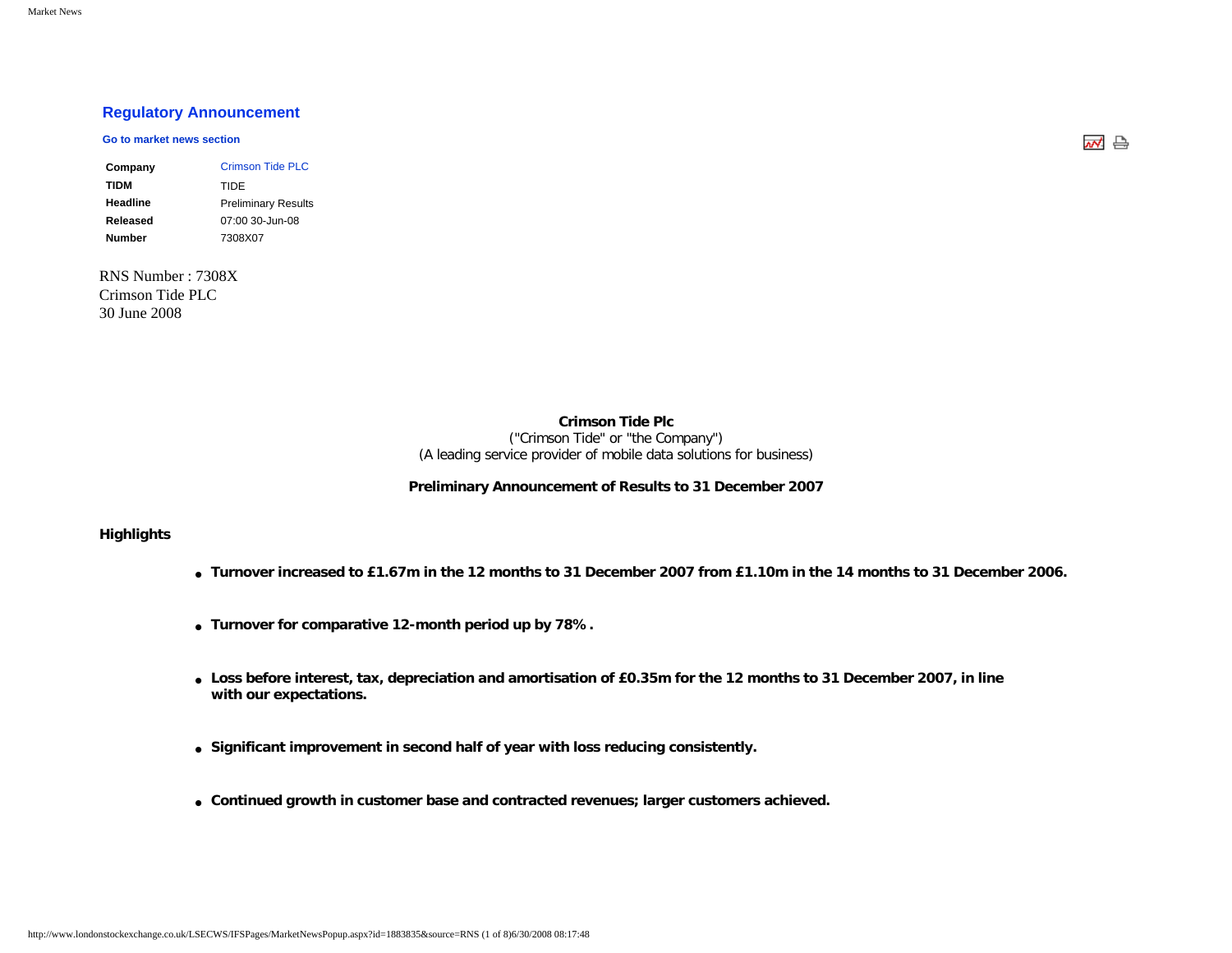## Regulatory Announcement

**Go to market news section**

| **Company** | Crimson Tide PLC |
|---|---|
| **TIDM** | TIDE |
| **Headline** | Preliminary Results |
| **Released** | 07:00 30-Jun-08 |
| **Number** | 7308X07 |

RNS Number : 7308X
Crimson Tide PLC
30 June 2008

**Crimson Tide Plc**
("Crimson Tide" or "the Company")
(A leading service provider of mobile data solutions for business)

**Preliminary Announcement of Results to 31 December 2007**

### Highlights

- **Turnover increased to £1.67m in the 12 months to 31 December 2007 from £1.10m in the 14 months to 31 December 2006.**
- **Turnover for comparative 12-month period up by 78% .**
- **Loss before interest, tax, depreciation and amortisation of £0.35m for the 12 months to 31 December 2007, in line with our expectations.**
- **Significant improvement in second half of year with loss reducing consistently.**
- **Continued growth in customer base and contracted revenues; larger customers achieved.**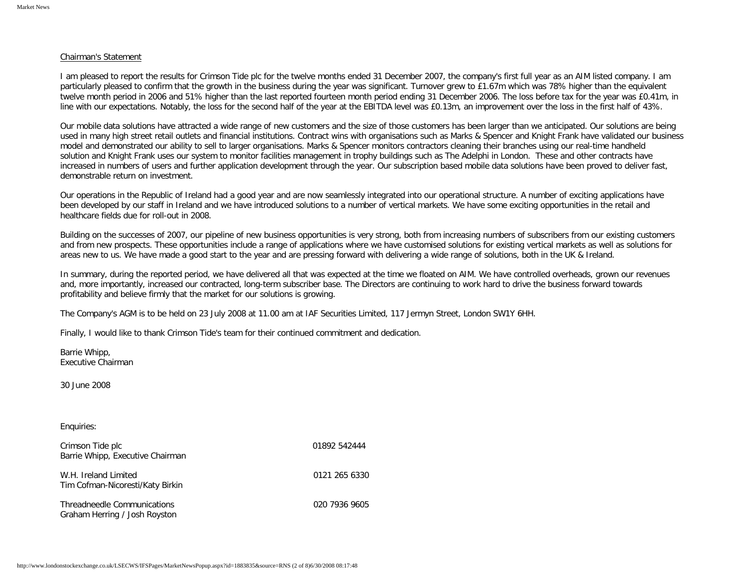## Chairman's Statement

I am pleased to report the results for Crimson Tide plc for the twelve months ended 31 December 2007, the company's first full year as an AIM listed company. I am particularly pleased to confirm that the growth in the business during the year was significant. Turnover grew to £1.67m which was 78% higher than the equivalent twelve month period in 2006 and 51% higher than the last reported fourteen month period ending 31 December 2006. The loss before tax for the year was £0.41m, in line with our expectations. Notably, the loss for the second half of the year at the EBITDA level was £0.13m, an improvement over the loss in the first half of 43%.

Our mobile data solutions have attracted a wide range of new customers and the size of those customers has been larger than we anticipated. Our solutions are being used in many high street retail outlets and financial institutions. Contract wins with organisations such as Marks & Spencer and Knight Frank have validated our business model and demonstrated our ability to sell to larger organisations. Marks & Spencer monitors contractors cleaning their branches using our real-time handheld solution and Knight Frank uses our system to monitor facilities management in trophy buildings such as The Adelphi in London. These and other contracts have increased in numbers of users and further application development through the year. Our subscription based mobile data solutions have been proved to deliver fast, demonstrable return on investment.

Our operations in the Republic of Ireland had a good year and are now seamlessly integrated into our operational structure. A number of exciting applications have been developed by our staff in Ireland and we have introduced solutions to a number of vertical markets. We have some exciting opportunities in the retail and healthcare fields due for roll-out in 2008.

Building on the successes of 2007, our pipeline of new business opportunities is very strong, both from increasing numbers of subscribers from our existing customers and from new prospects. These opportunities include a range of applications where we have customised solutions for existing vertical markets as well as solutions for areas new to us. We have made a good start to the year and are pressing forward with delivering a wide range of solutions, both in the UK & Ireland.

In summary, during the reported period, we have delivered all that was expected at the time we floated on AIM. We have controlled overheads, grown our revenues and, more importantly, increased our contracted, long-term subscriber base. The Directors are continuing to work hard to drive the business forward towards profitability and believe firmly that the market for our solutions is growing.

The Company's AGM is to be held on 23 July 2008 at 11.00 am at IAF Securities Limited, 117 Jermyn Street, London SW1Y 6HH.

Finally, I would like to thank Crimson Tide's team for their continued commitment and dedication.

Barrie Whipp,
Executive Chairman

30 June 2008

Enquiries:

| | |
|---|---|
| Crimson Tide plc<br>Barrie Whipp, Executive Chairman | 01892 542444 |
| W.H. Ireland Limited<br>Tim Cofman-Nicoresti/Katy Birkin | 0121 265 6330 |
| Threadneedle Communications<br>Graham Herring / Josh Royston | 020 7936 9605 |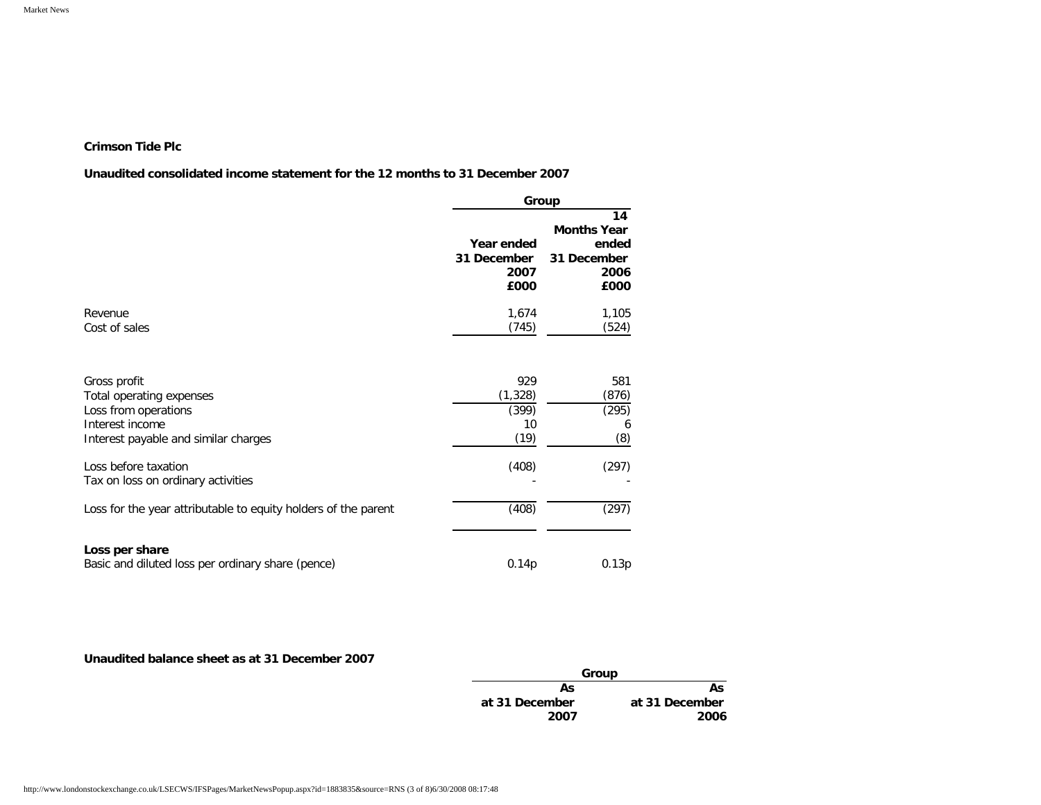**Crimson Tide Plc**

**Unaudited consolidated income statement for the 12 months to 31 December 2007**

| | Group | |
|---|---|---|
| | Year ended 31 December 2007 £000 | 14 Months Year ended 31 December 2006 £000 |
| Revenue | 1,674 | 1,105 |
| Cost of sales | (745) | (524) |
| Gross profit | 929 | 581 |
| Total operating expenses | (1,328) | (876) |
| Loss from operations | (399) | (295) |
| Interest income | 10 | 6 |
| Interest payable and similar charges | (19) | (8) |
| Loss before taxation | (408) | (297) |
| Tax on loss on ordinary activities | - | - |
| Loss for the year attributable to equity holders of the parent | (408) | (297) |
| **Loss per share** | | |
| Basic and diluted loss per ordinary share (pence) | 0.14p | 0.13p |

**Unaudited balance sheet as at 31 December 2007**

| | Group | |
|---|---|---|
| | As at 31 December 2007 | As at 31 December 2006 |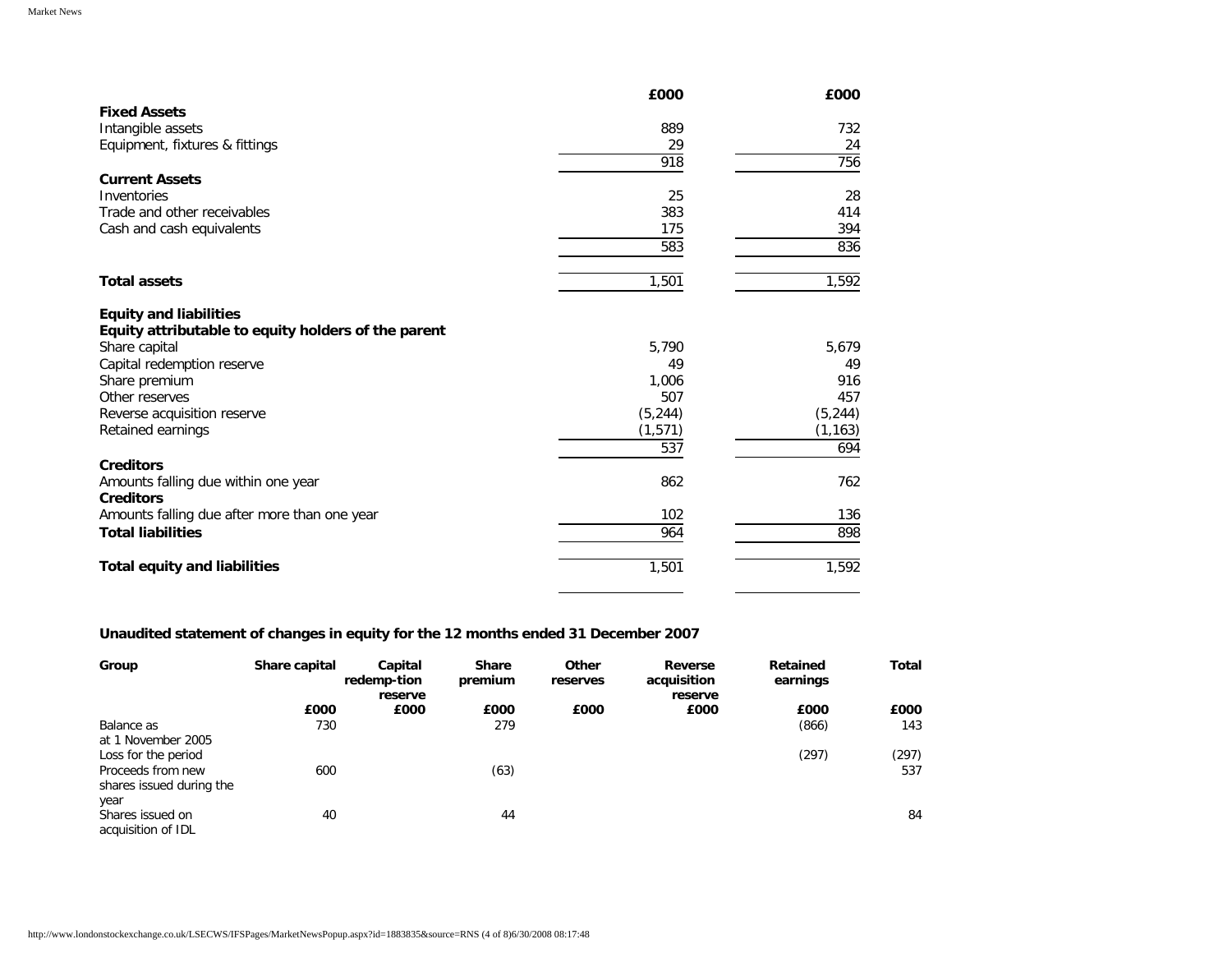| | £000 | £000 |
|---|---|---|
| **Fixed Assets** | | |
| Intangible assets | 889 | 732 |
| Equipment, fixtures & fittings | 29 | 24 |
| | 918 | 756 |
| **Current Assets** | | |
| Inventories | 25 | 28 |
| Trade and other receivables | 383 | 414 |
| Cash and cash equivalents | 175 | 394 |
| | 583 | 836 |
| **Total assets** | 1,501 | 1,592 |
| **Equity and liabilities** | | |
| **Equity attributable to equity holders of the parent** | | |
| Share capital | 5,790 | 5,679 |
| Capital redemption reserve | 49 | 49 |
| Share premium | 1,006 | 916 |
| Other reserves | 507 | 457 |
| Reverse acquisition reserve | (5,244) | (5,244) |
| Retained earnings | (1,571) | (1,163) |
| | 537 | 694 |
| **Creditors** | | |
| Amounts falling due within one year | 862 | 762 |
| **Creditors** | | |
| Amounts falling due after more than one year | 102 | 136 |
| **Total liabilities** | 964 | 898 |
| **Total equity and liabilities** | 1,501 | 1,592 |

**Unaudited statement of changes in equity for the 12 months ended 31 December 2007**

| Group | Share capital | Capital redemp-tion reserve | Share premium | Other reserves | Reverse acquisition reserve | Retained earnings | Total |
|---|---|---|---|---|---|---|---|
| | £000 | £000 | £000 | £000 | £000 | £000 | £000 |
| Balance as at 1 November 2005 | 730 | | 279 | | | (866) | 143 |
| Loss for the period | | | | | | (297) | (297) |
| Proceeds from new shares issued during the year | 600 | | (63) | | | | 537 |
| Shares issued on acquisition of IDL | 40 | | 44 | | | | 84 |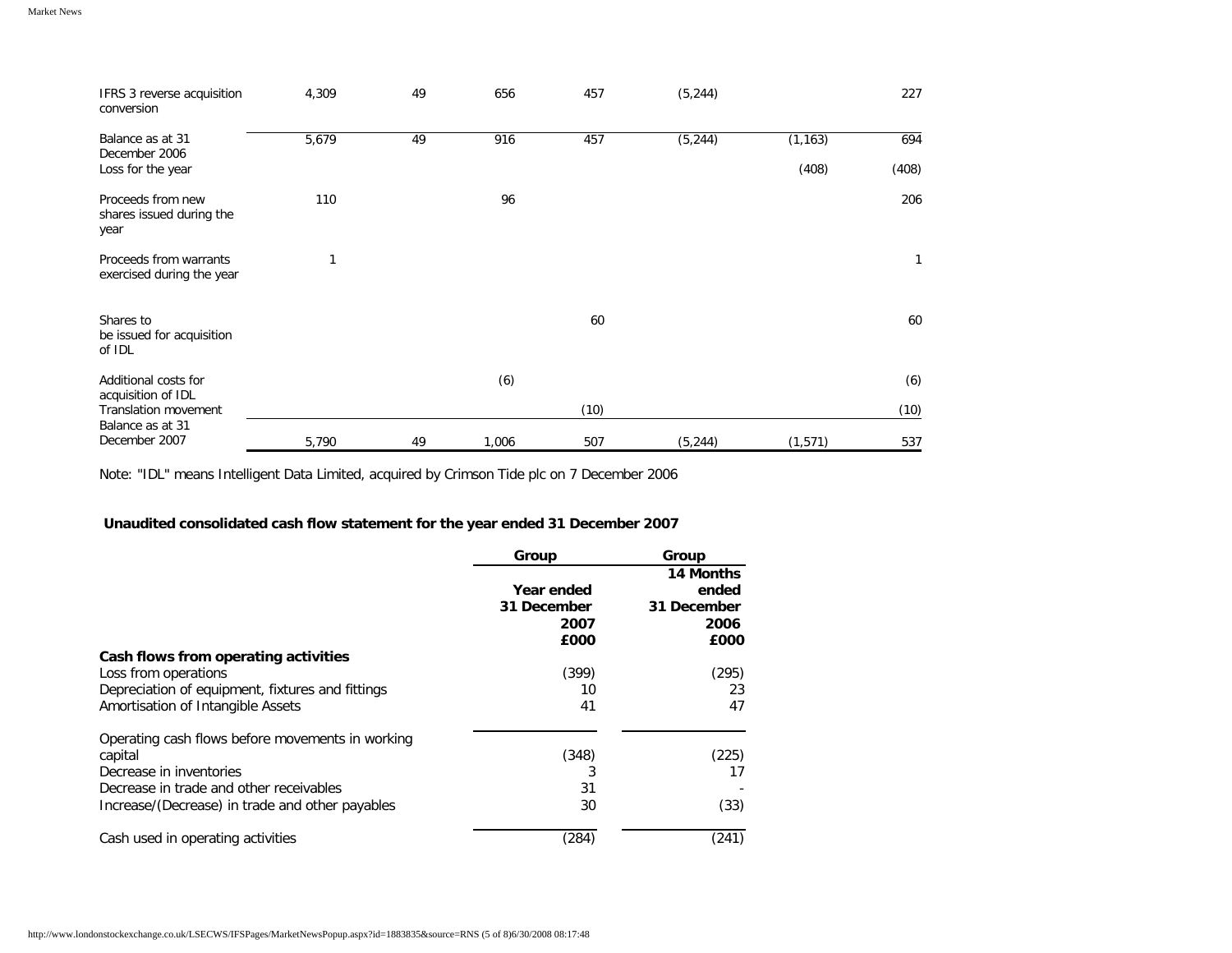| | | | | | | | |
|---|---|---|---|---|---|---|---|
| IFRS 3 reverse acquisition conversion | 4,309 | 49 | 656 | 457 | (5,244) | | 227 |
| Balance as at 31 December 2006 | 5,679 | 49 | 916 | 457 | (5,244) | (1,163) | 694 |
| Loss for the year | | | | | | (408) | (408) |
| Proceeds from new shares issued during the year | 110 | | 96 | | | | 206 |
| Proceeds from warrants exercised during the year | 1 | | | | | | 1 |
| Shares to be issued for acquisition of IDL | | | | 60 | | | 60 |
| Additional costs for acquisition of IDL | | | (6) | | | | (6) |
| Translation movement | | | | (10) | | | (10) |
| Balance as at 31 December 2007 | 5,790 | 49 | 1,006 | 507 | (5,244) | (1,571) | 537 |

Note: "IDL" means Intelligent Data Limited, acquired by Crimson Tide plc on 7 December 2006

**Unaudited consolidated cash flow statement for the year ended 31 December 2007**

| | Group | Group |
|---|---|---|
| | Year ended 31 December 2007 £000 | 14 Months ended 31 December 2006 £000 |
| **Cash flows from operating activities** | | |
| Loss from operations | (399) | (295) |
| Depreciation of equipment, fixtures and fittings | 10 | 23 |
| Amortisation of Intangible Assets | 41 | 47 |
| Operating cash flows before movements in working capital | (348) | (225) |
| Decrease in inventories | 3 | 17 |
| Decrease in trade and other receivables | 31 | - |
| Increase/(Decrease) in trade and other payables | 30 | (33) |
| Cash used in operating activities | (284) | (241) |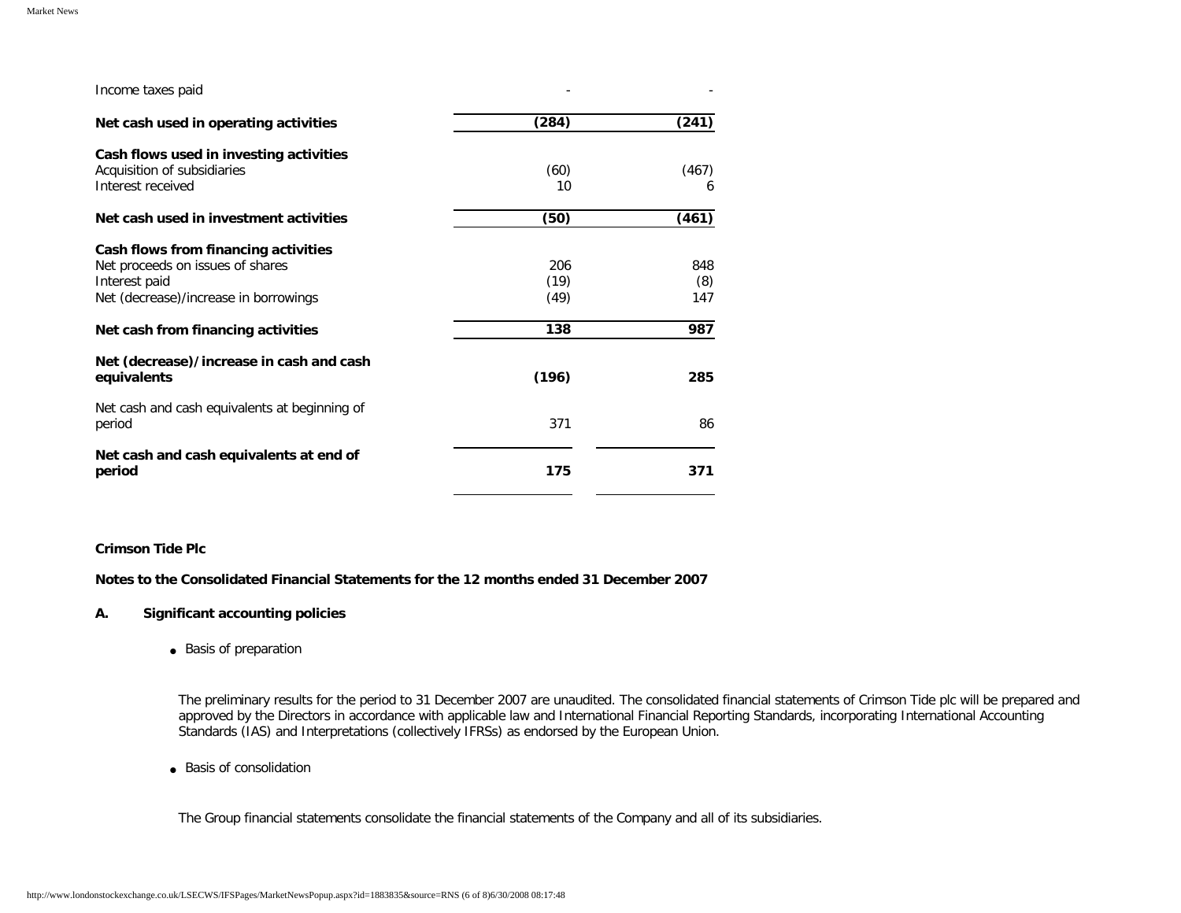| | | |
|---|---|---|
| Income taxes paid | - | - |
| **Net cash used in operating activities** | **(284)** | **(241)** |
| **Cash flows used in investing activities** | | |
| Acquisition of subsidiaries | (60) | (467) |
| Interest received | 10 | 6 |
| **Net cash used in investment activities** | **(50)** | **(461)** |
| **Cash flows from financing activities** | | |
| Net proceeds on issues of shares | 206 | 848 |
| Interest paid | (19) | (8) |
| Net (decrease)/increase in borrowings | (49) | 147 |
| **Net cash from financing activities** | **138** | **987** |
| **Net (decrease)/increase in cash and cash equivalents** | **(196)** | **285** |
| Net cash and cash equivalents at beginning of period | 371 | 86 |
| **Net cash and cash equivalents at end of period** | **175** | **371** |

**Crimson Tide Plc**

**Notes to the Consolidated Financial Statements for the 12 months ended 31 December 2007**

**A. Significant accounting policies**

- Basis of preparation

The preliminary results for the period to 31 December 2007 are unaudited. The consolidated financial statements of Crimson Tide plc will be prepared and approved by the Directors in accordance with applicable law and International Financial Reporting Standards, incorporating International Accounting Standards (IAS) and Interpretations (collectively IFRSs) as endorsed by the European Union.

- Basis of consolidation

The Group financial statements consolidate the financial statements of the Company and all of its subsidiaries.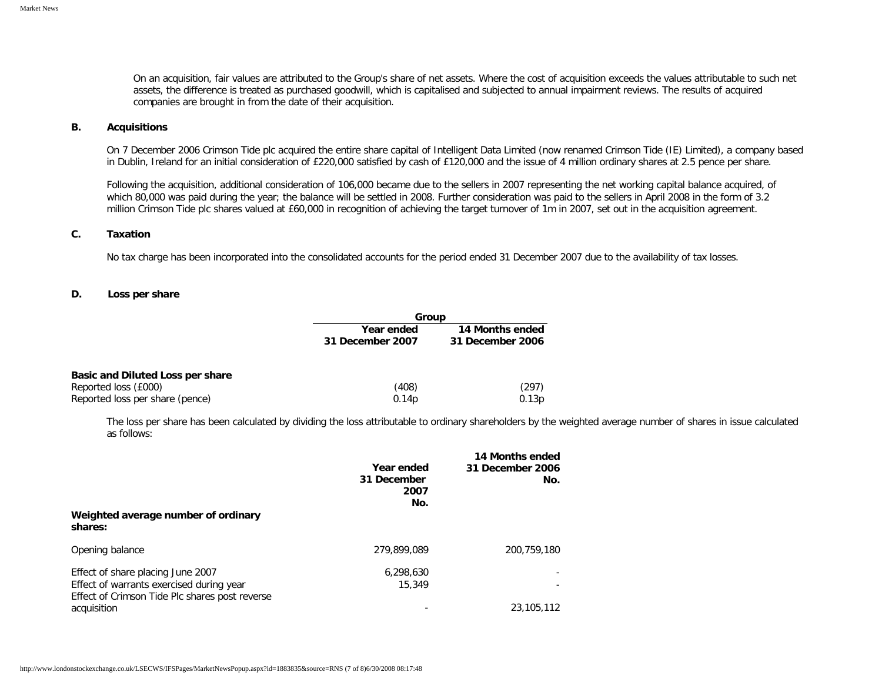On an acquisition, fair values are attributed to the Group's share of net assets. Where the cost of acquisition exceeds the values attributable to such net assets, the difference is treated as purchased goodwill, which is capitalised and subjected to annual impairment reviews. The results of acquired companies are brought in from the date of their acquisition.

## B. Acquisitions

On 7 December 2006 Crimson Tide plc acquired the entire share capital of Intelligent Data Limited (now renamed Crimson Tide (IE) Limited), a company based in Dublin, Ireland for an initial consideration of £220,000 satisfied by cash of £120,000 and the issue of 4 million ordinary shares at 2.5 pence per share.

Following the acquisition, additional consideration of 106,000 became due to the sellers in 2007 representing the net working capital balance acquired, of which 80,000 was paid during the year; the balance will be settled in 2008. Further consideration was paid to the sellers in April 2008 in the form of 3.2 million Crimson Tide plc shares valued at £60,000 in recognition of achieving the target turnover of 1m in 2007, set out in the acquisition agreement.

## C. Taxation

No tax charge has been incorporated into the consolidated accounts for the period ended 31 December 2007 due to the availability of tax losses.

## D. Loss per share

| | Group | |
|---|---|---|
| | **Year ended 31 December 2007** | **14 Months ended 31 December 2006** |
| **Basic and Diluted Loss per share** | | |
| Reported loss (£000) | (408) | (297) |
| Reported loss per share (pence) | 0.14p | 0.13p |

The loss per share has been calculated by dividing the loss attributable to ordinary shareholders by the weighted average number of shares in issue calculated as follows:

| | **Year ended 31 December 2007 No.** | **14 Months ended 31 December 2006 No.** |
|---|---|---|
| **Weighted average number of ordinary shares:** | | |
| Opening balance | 279,899,089 | 200,759,180 |
| Effect of share placing June 2007 | 6,298,630 | - |
| Effect of warrants exercised during year | 15,349 | - |
| Effect of Crimson Tide Plc shares post reverse acquisition | - | 23,105,112 |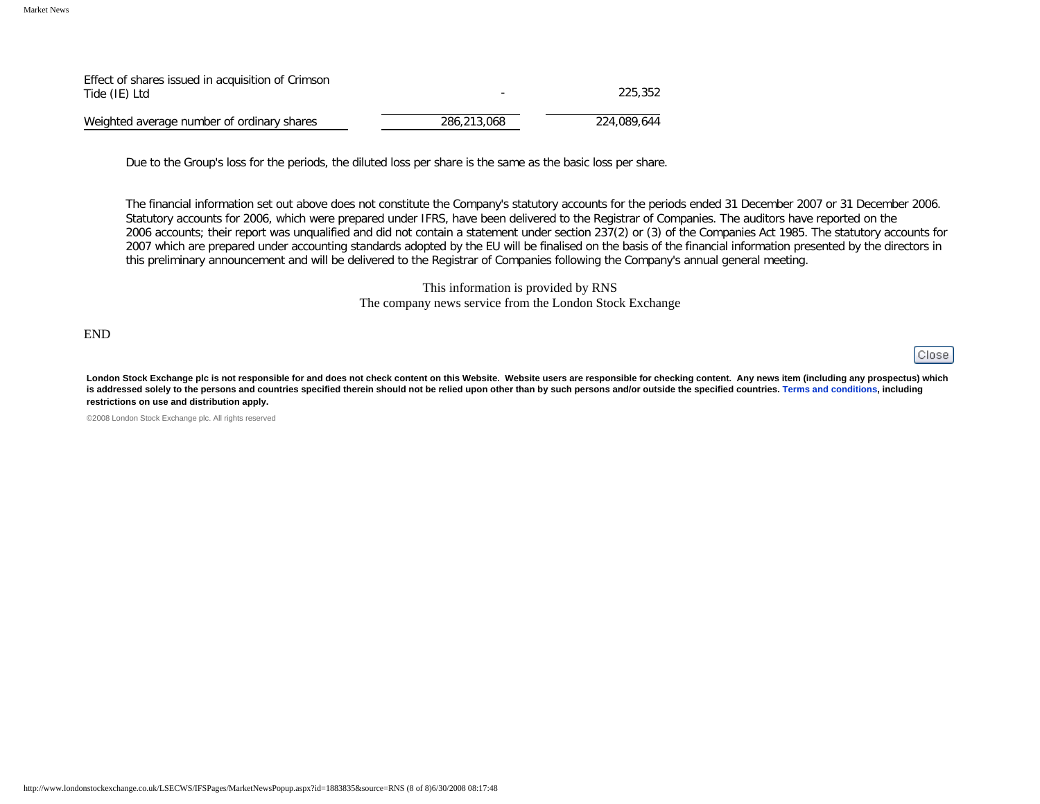| | | |
|---|---|---|
| Effect of shares issued in acquisition of Crimson Tide (IE) Ltd | - | 225,352 |
| Weighted average number of ordinary shares | 286,213,068 | 224,089,644 |

Due to the Group's loss for the periods, the diluted loss per share is the same as the basic loss per share.

The financial information set out above does not constitute the Company's statutory accounts for the periods ended 31 December 2007 or 31 December 2006. Statutory accounts for 2006, which were prepared under IFRS, have been delivered to the Registrar of Companies. The auditors have reported on the 2006 accounts; their report was unqualified and did not contain a statement under section 237(2) or (3) of the Companies Act 1985. The statutory accounts for 2007 which are prepared under accounting standards adopted by the EU will be finalised on the basis of the financial information presented by the directors in this preliminary announcement and will be delivered to the Registrar of Companies following the Company's annual general meeting.

This information is provided by RNS
The company news service from the London Stock Exchange

END

**London Stock Exchange plc is not responsible for and does not check content on this Website. Website users are responsible for checking content. Any news item (including any prospectus) which is addressed solely to the persons and countries specified therein should not be relied upon other than by such persons and/or outside the specified countries. Terms and conditions, including restrictions on use and distribution apply.**

©2008 London Stock Exchange plc. All rights reserved